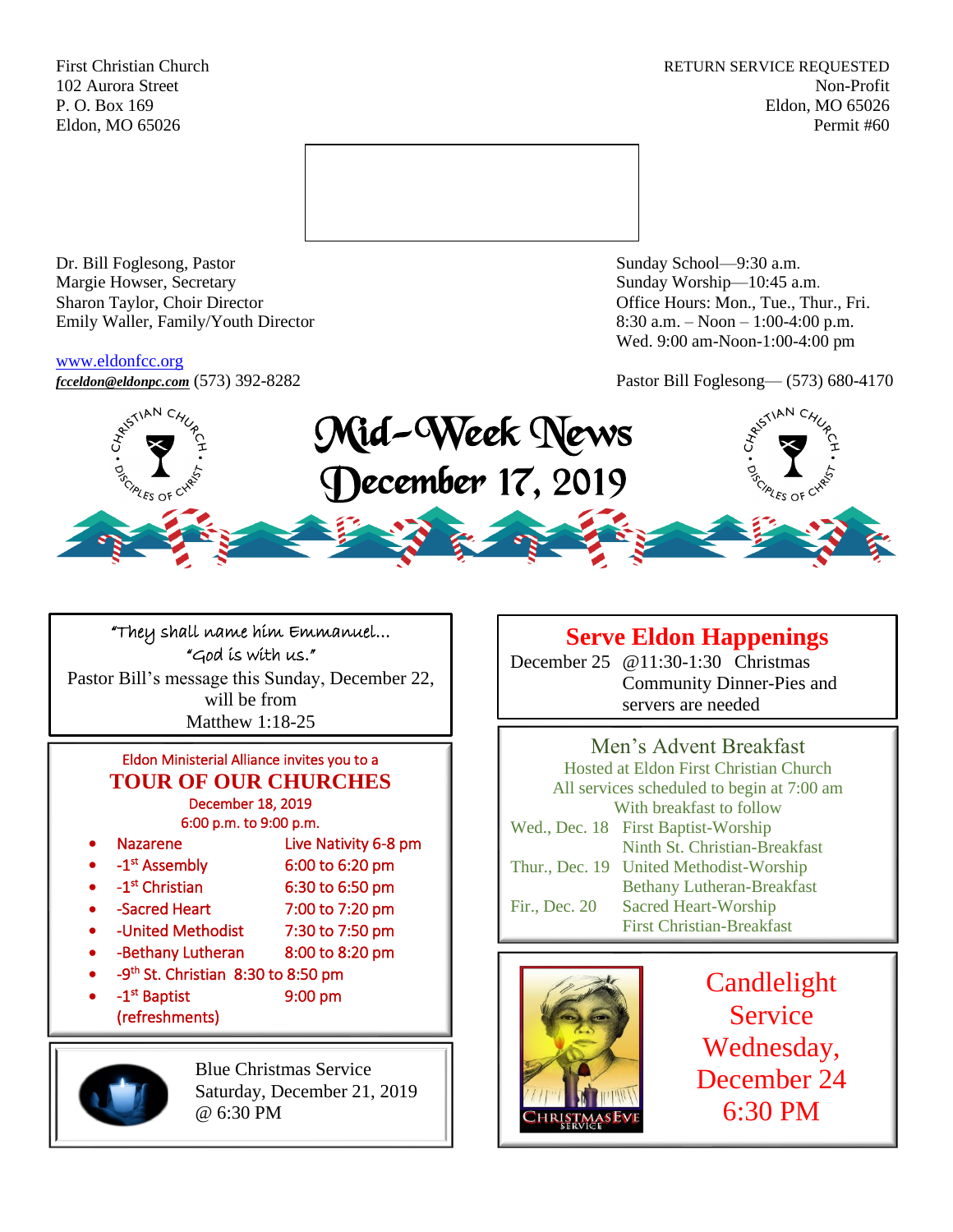First Christian Church
102 Aurora Street
P. O. Box 169
Eldon, MO 65026

RETURN SERVICE REQUESTED
Non-Profit
Eldon, MO 65026
Permit #60

Dr. Bill Foglesong, Pastor
Margie Howser, Secretary
Sharon Taylor, Choir Director
Emily Waller, Family/Youth Director

www.eldonfcc.org
*fcceldon@eldonpc.com* (573) 392-8282

Sunday School—9:30 a.m.
Sunday Worship—10:45 a.m.
Office Hours: Mon., Tue., Thur., Fri.
8:30 a.m. – Noon – 1:00-4:00 p.m.
Wed. 9:00 am-Noon-1:00-4:00 pm

Pastor Bill Foglesong— (573) 680-4170

# Mid-Week News
# December 17, 2019

"They shall name him Emmanuel…
"God is with us."
Pastor Bill's message this Sunday, December 22, will be from
Matthew 1:18-25

Eldon Ministerial Alliance invites you to a

## TOUR OF OUR CHURCHES

December 18, 2019
6:00 p.m. to 9:00 p.m.

- Nazarene — Live Nativity 6-8 pm
- -1st Assembly — 6:00 to 6:20 pm
- -1st Christian — 6:30 to 6:50 pm
- -Sacred Heart — 7:00 to 7:20 pm
- -United Methodist — 7:30 to 7:50 pm
- -Bethany Lutheran — 8:00 to 8:20 pm
- -9th St. Christian — 8:30 to 8:50 pm
- -1st Baptist — 9:00 pm (refreshments)

Blue Christmas Service
Saturday, December 21, 2019
@ 6:30 PM

## Serve Eldon Happenings

December 25 @11:30-1:30 Christmas Community Dinner-Pies and servers are needed

## Men's Advent Breakfast

Hosted at Eldon First Christian Church
All services scheduled to begin at 7:00 am
With breakfast to follow

| | |
|---|---|
| Wed., Dec. 18 | First Baptist-Worship |
| | Ninth St. Christian-Breakfast |
| Thur., Dec. 19 | United Methodist-Worship |
| | Bethany Lutheran-Breakfast |
| Fir., Dec. 20 | Sacred Heart-Worship |
| | First Christian-Breakfast |

CHRISTMAS EVE SERVICE

Candlelight Service
Wednesday, December 24
6:30 PM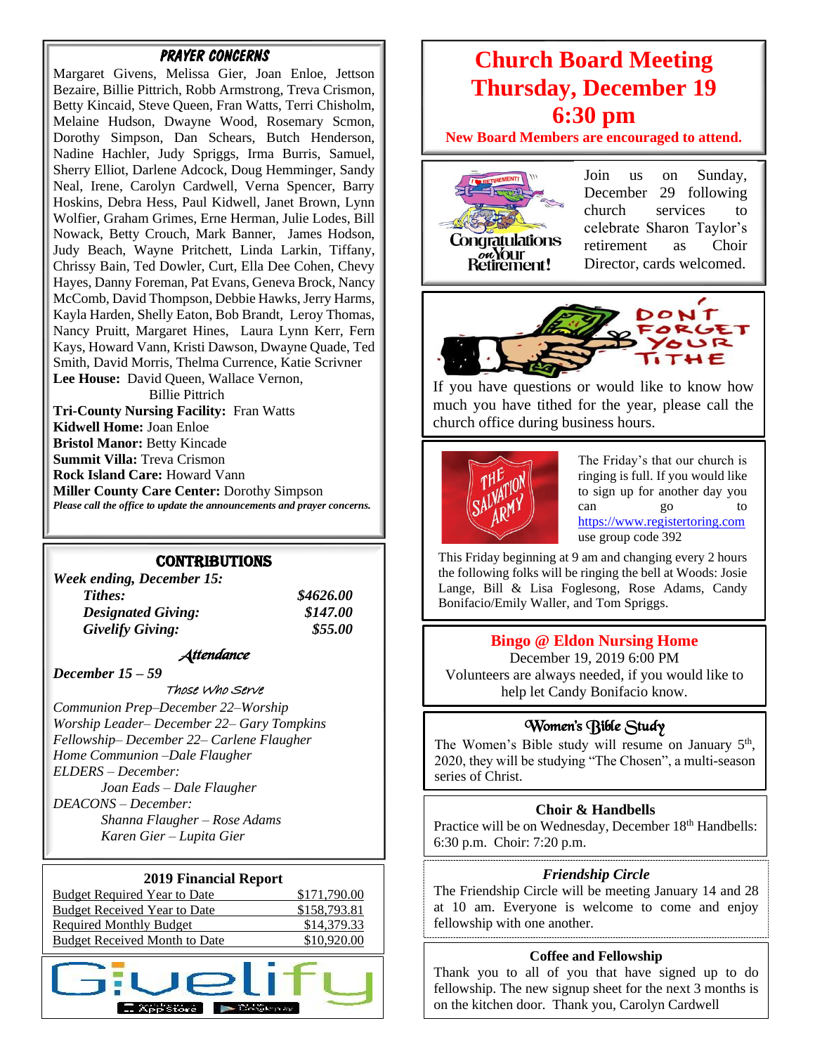## PRAYER CONCERNS

Margaret Givens, Melissa Gier, Joan Enloe, Jettson Bezaire, Billie Pittrich, Robb Armstrong, Treva Crismon, Betty Kincaid, Steve Queen, Fran Watts, Terri Chisholm, Melaine Hudson, Dwayne Wood, Rosemary Scmon, Dorothy Simpson, Dan Schears, Butch Henderson, Nadine Hachler, Judy Spriggs, Irma Burris, Samuel, Sherry Elliot, Darlene Adcock, Doug Hemminger, Sandy Neal, Irene, Carolyn Cardwell, Verna Spencer, Barry Hoskins, Debra Hess, Paul Kidwell, Janet Brown, Lynn Wolfier, Graham Grimes, Erne Herman, Julie Lodes, Bill Nowack, Betty Crouch, Mark Banner, James Hodson, Judy Beach, Wayne Pritchett, Linda Larkin, Tiffany, Chrissy Bain, Ted Dowler, Curt, Ella Dee Cohen, Chevy Hayes, Danny Foreman, Pat Evans, Geneva Brock, Nancy McComb, David Thompson, Debbie Hawks, Jerry Harms, Kayla Harden, Shelly Eaton, Bob Brandt, Leroy Thomas, Nancy Pruitt, Margaret Hines, Laura Lynn Kerr, Fern Kays, Howard Vann, Kristi Dawson, Dwayne Quade, Ted Smith, David Morris, Thelma Currence, Katie Scrivner

**Lee House:** David Queen, Wallace Vernon, Billie Pittrich
**Tri-County Nursing Facility:** Fran Watts
**Kidwell Home:** Joan Enloe
**Bristol Manor:** Betty Kincade
**Summit Villa:** Treva Crismon
**Rock Island Care:** Howard Vann
**Miller County Care Center:** Dorothy Simpson

***Please call the office to update the announcements and prayer concerns.***

## CONTRIBUTIONS

***Week ending, December 15:***

| | |
|---|---|
| ***Tithes:*** | ***$4626.00*** |
| ***Designated Giving:*** | ***$147.00*** |
| ***Givelify Giving:*** | ***$55.00*** |

### *Attendance*

***December 15 – 59***

*Those Who Serve*

*Communion Prep–December 22–Worship*
*Worship Leader– December 22– Gary Tompkins*
*Fellowship– December 22– Carlene Flaugher*
*Home Communion –Dale Flaugher*
*ELDERS – December:*
*Joan Eads – Dale Flaugher*
*DEACONS – December:*
*Shanna Flaugher – Rose Adams*
*Karen Gier – Lupita Gier*

### 2019 Financial Report

| | |
|---|---|
| Budget Required Year to Date | $171,790.00 |
| Budget Received Year to Date | $158,793.81 |
| Required Monthly Budget | $14,379.33 |
| Budget Received Month to Date | $10,920.00 |

Givelify

## Church Board Meeting Thursday, December 19 6:30 pm

**New Board Members are encouraged to attend.**

Congratulations on Your Retirement!

Join us on Sunday, December 29 following church services to celebrate Sharon Taylor's retirement as Choir Director, cards welcomed.

DON'T FORGET YOUR TITHE

If you have questions or would like to know how much you have tithed for the year, please call the church office during business hours.

The Salvation Army

The Friday's that our church is ringing is full. If you would like to sign up for another day you can go to https://www.registertoring.com use group code 392

This Friday beginning at 9 am and changing every 2 hours the following folks will be ringing the bell at Woods: Josie Lange, Bill & Lisa Foglesong, Rose Adams, Candy Bonifacio/Emily Waller, and Tom Spriggs.

### Bingo @ Eldon Nursing Home

December 19, 2019 6:00 PM
Volunteers are always needed, if you would like to help let Candy Bonifacio know.

### Women's Bible Study

The Women's Bible study will resume on January 5th, 2020, they will be studying "The Chosen", a multi-season series of Christ.

### Choir & Handbells

Practice will be on Wednesday, December 18th Handbells: 6:30 p.m. Choir: 7:20 p.m.

### *Friendship Circle*

The Friendship Circle will be meeting January 14 and 28 at 10 am. Everyone is welcome to come and enjoy fellowship with one another.

### Coffee and Fellowship

Thank you to all of you that have signed up to do fellowship. The new signup sheet for the next 3 months is on the kitchen door. Thank you, Carolyn Cardwell